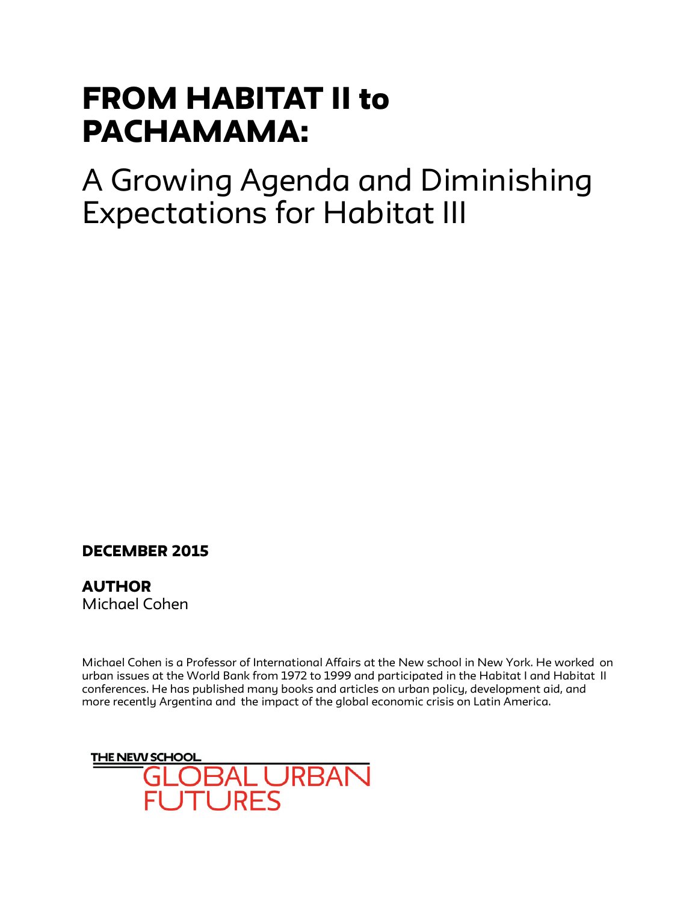# FROM HABITAT II to PACHAMAMA:

## A Growing Agenda and Diminishing Expectations for Habitat III

**DECEMBER 2015**

**AUTHOR**
Michael Cohen

Michael Cohen is a Professor of International Affairs at the New school in New York. He worked on urban issues at the World Bank from 1972 to 1999 and participated in the Habitat I and Habitat II conferences. He has published many books and articles on urban policy, development aid, and more recently Argentina and the impact of the global economic crisis on Latin America.

THE NEW SCHOOL
GLOBAL URBAN FUTURES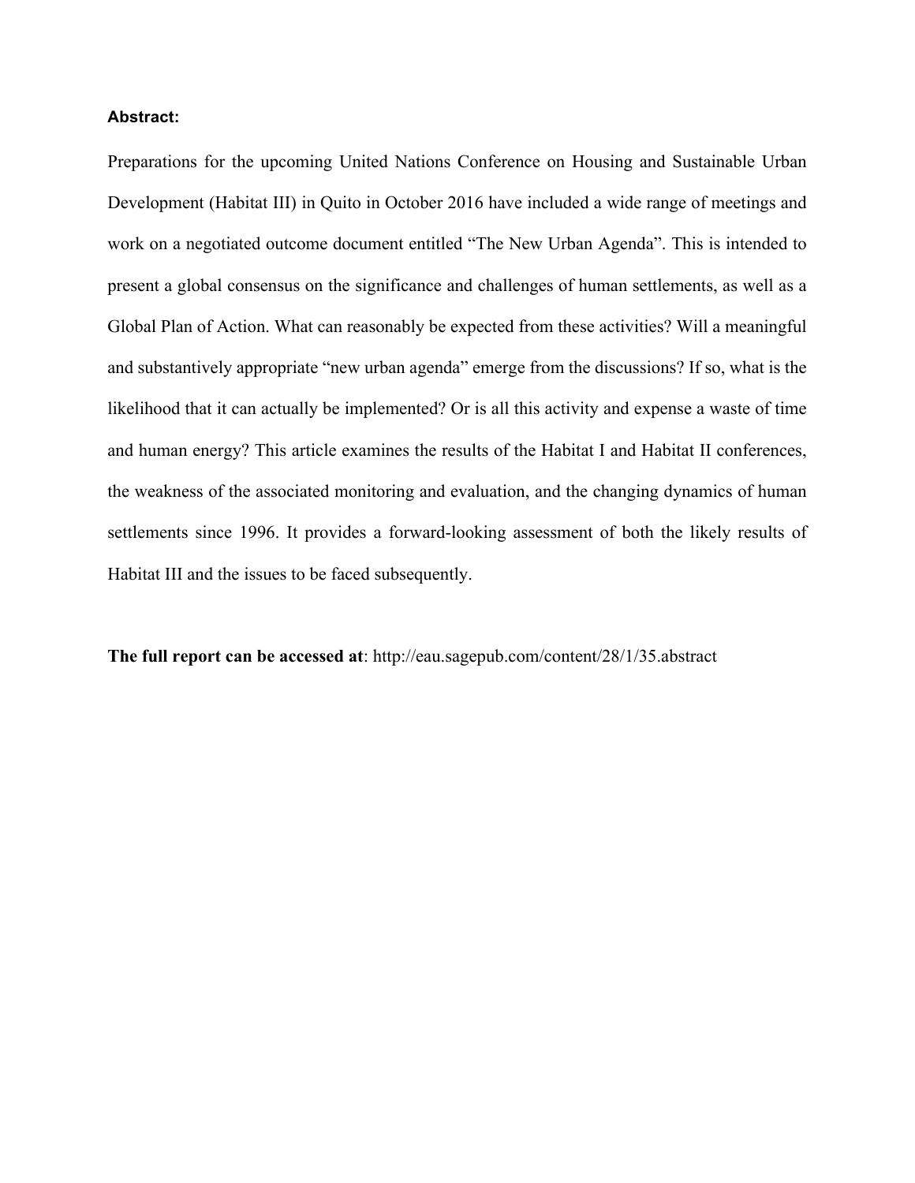**Abstract:**

Preparations for the upcoming United Nations Conference on Housing and Sustainable Urban Development (Habitat III) in Quito in October 2016 have included a wide range of meetings and work on a negotiated outcome document entitled "The New Urban Agenda". This is intended to present a global consensus on the significance and challenges of human settlements, as well as a Global Plan of Action. What can reasonably be expected from these activities? Will a meaningful and substantively appropriate "new urban agenda" emerge from the discussions? If so, what is the likelihood that it can actually be implemented? Or is all this activity and expense a waste of time and human energy? This article examines the results of the Habitat I and Habitat II conferences, the weakness of the associated monitoring and evaluation, and the changing dynamics of human settlements since 1996. It provides a forward-looking assessment of both the likely results of Habitat III and the issues to be faced subsequently.

**The full report can be accessed at**: http://eau.sagepub.com/content/28/1/35.abstract